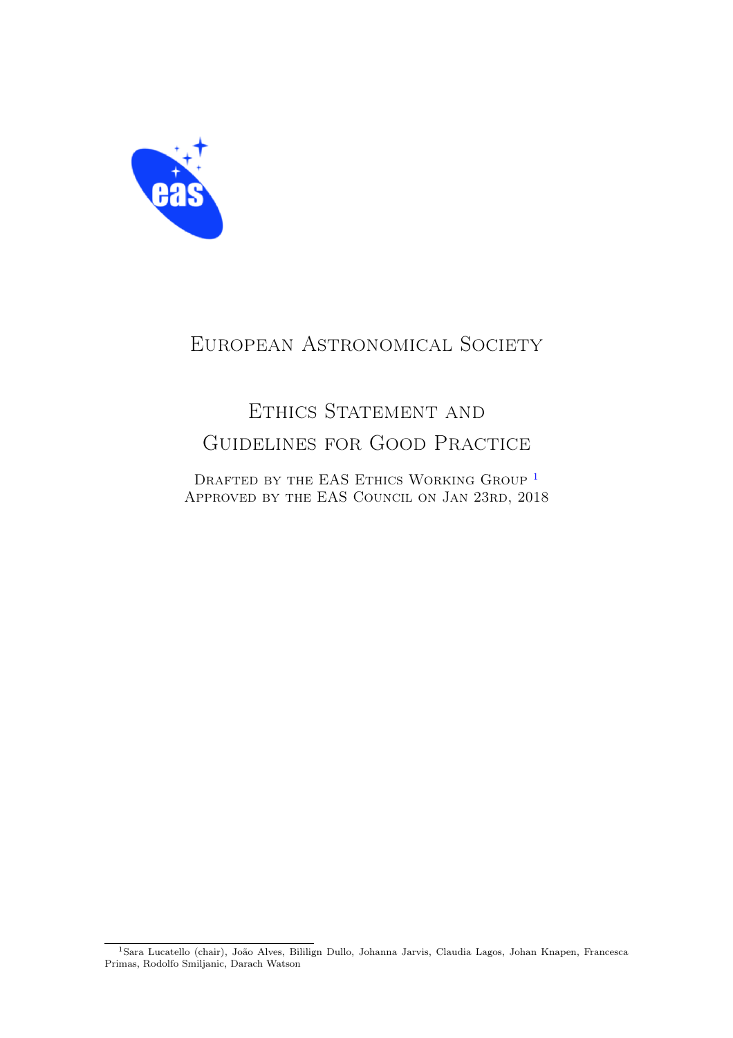# European Astronomical Society

# Ethics Statement and Guidelines for Good Practice

Drafted by the EAS Ethics Working Group [1]
Approved by the EAS Council on Jan 23rd, 2018

[1] Sara Lucatello (chair), João Alves, Bililign Dullo, Johanna Jarvis, Claudia Lagos, Johan Knapen, Francesca Primas, Rodolfo Smiljanic, Darach Watson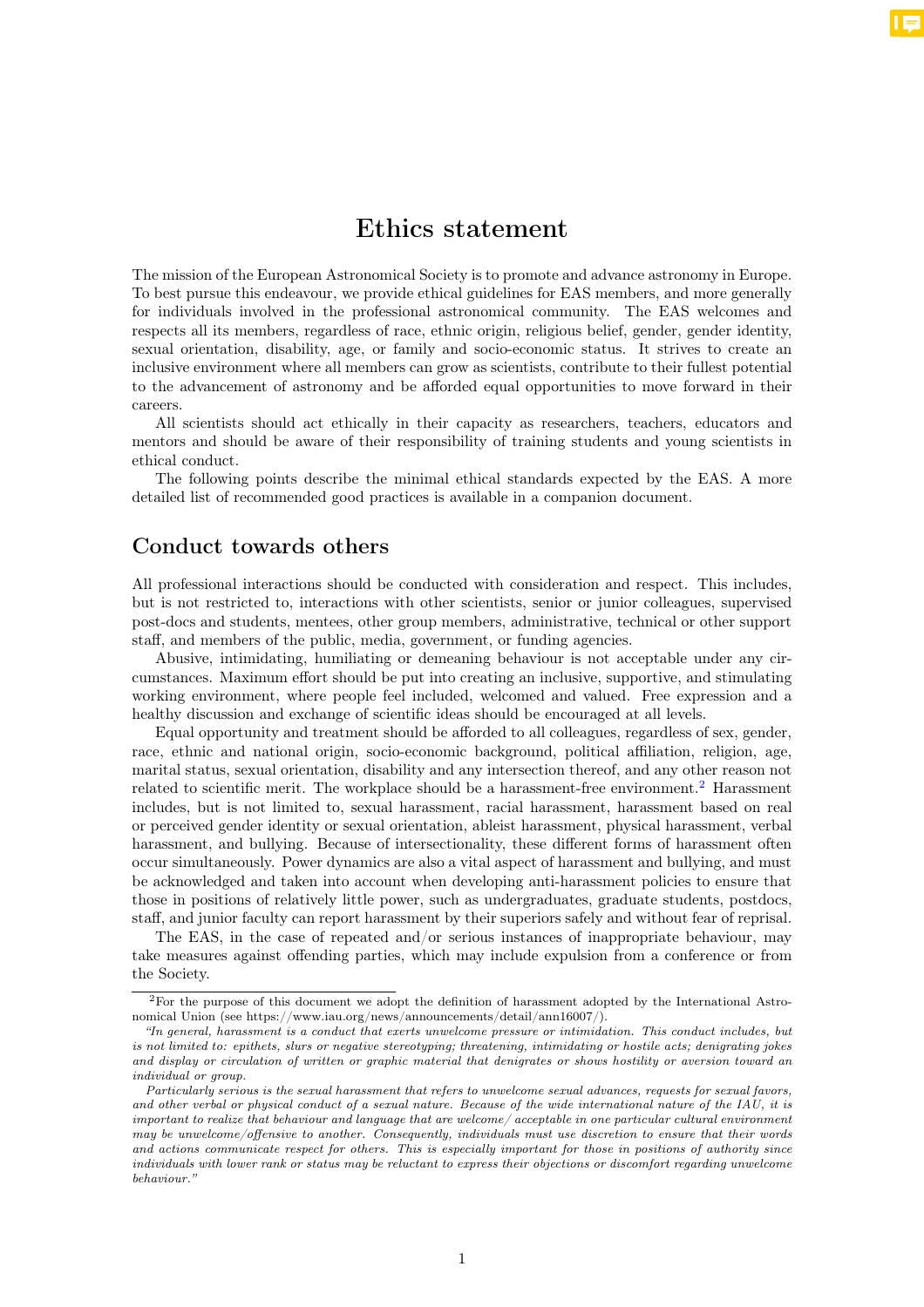# Ethics statement

The mission of the European Astronomical Society is to promote and advance astronomy in Europe. To best pursue this endeavour, we provide ethical guidelines for EAS members, and more generally for individuals involved in the professional astronomical community. The EAS welcomes and respects all its members, regardless of race, ethnic origin, religious belief, gender, gender identity, sexual orientation, disability, age, or family and socio-economic status. It strives to create an inclusive environment where all members can grow as scientists, contribute to their fullest potential to the advancement of astronomy and be afforded equal opportunities to move forward in their careers.

All scientists should act ethically in their capacity as researchers, teachers, educators and mentors and should be aware of their responsibility of training students and young scientists in ethical conduct.

The following points describe the minimal ethical standards expected by the EAS. A more detailed list of recommended good practices is available in a companion document.

## Conduct towards others

All professional interactions should be conducted with consideration and respect. This includes, but is not restricted to, interactions with other scientists, senior or junior colleagues, supervised post-docs and students, mentees, other group members, administrative, technical or other support staff, and members of the public, media, government, or funding agencies.

Abusive, intimidating, humiliating or demeaning behaviour is not acceptable under any circumstances. Maximum effort should be put into creating an inclusive, supportive, and stimulating working environment, where people feel included, welcomed and valued. Free expression and a healthy discussion and exchange of scientific ideas should be encouraged at all levels.

Equal opportunity and treatment should be afforded to all colleagues, regardless of sex, gender, race, ethnic and national origin, socio-economic background, political affiliation, religion, age, marital status, sexual orientation, disability and any intersection thereof, and any other reason not related to scientific merit. The workplace should be a harassment-free environment.[2] Harassment includes, but is not limited to, sexual harassment, racial harassment, harassment based on real or perceived gender identity or sexual orientation, ableist harassment, physical harassment, verbal harassment, and bullying. Because of intersectionality, these different forms of harassment often occur simultaneously. Power dynamics are also a vital aspect of harassment and bullying, and must be acknowledged and taken into account when developing anti-harassment policies to ensure that those in positions of relatively little power, such as undergraduates, graduate students, postdocs, staff, and junior faculty can report harassment by their superiors safely and without fear of reprisal.

The EAS, in the case of repeated and/or serious instances of inappropriate behaviour, may take measures against offending parties, which may include expulsion from a conference or from the Society.

---

[2] For the purpose of this document we adopt the definition of harassment adopted by the International Astronomical Union (see https://www.iau.org/news/announcements/detail/ann16007/).

*"In general, harassment is a conduct that exerts unwelcome pressure or intimidation. This conduct includes, but is not limited to: epithets, slurs or negative stereotyping; threatening, intimidating or hostile acts; denigrating jokes and display or circulation of written or graphic material that denigrates or shows hostility or aversion toward an individual or group.*

*Particularly serious is the sexual harassment that refers to unwelcome sexual advances, requests for sexual favors, and other verbal or physical conduct of a sexual nature. Because of the wide international nature of the IAU, it is important to realize that behaviour and language that are welcome/ acceptable in one particular cultural environment may be unwelcome/offensive to another. Consequently, individuals must use discretion to ensure that their words and actions communicate respect for others. This is especially important for those in positions of authority since individuals with lower rank or status may be reluctant to express their objections or discomfort regarding unwelcome behaviour."*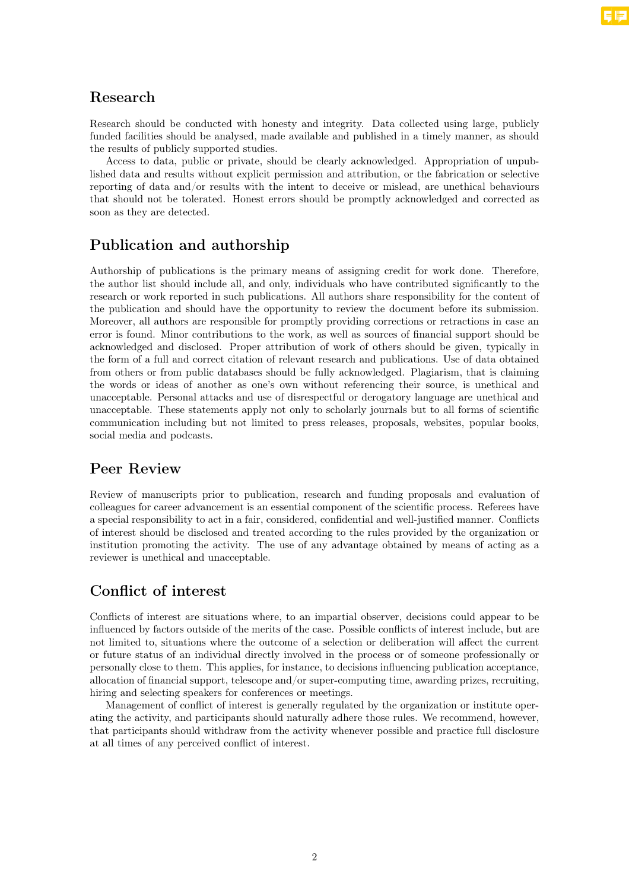## Research

Research should be conducted with honesty and integrity. Data collected using large, publicly funded facilities should be analysed, made available and published in a timely manner, as should the results of publicly supported studies.

Access to data, public or private, should be clearly acknowledged. Appropriation of unpublished data and results without explicit permission and attribution, or the fabrication or selective reporting of data and/or results with the intent to deceive or mislead, are unethical behaviours that should not be tolerated. Honest errors should be promptly acknowledged and corrected as soon as they are detected.

## Publication and authorship

Authorship of publications is the primary means of assigning credit for work done. Therefore, the author list should include all, and only, individuals who have contributed significantly to the research or work reported in such publications. All authors share responsibility for the content of the publication and should have the opportunity to review the document before its submission. Moreover, all authors are responsible for promptly providing corrections or retractions in case an error is found. Minor contributions to the work, as well as sources of financial support should be acknowledged and disclosed. Proper attribution of work of others should be given, typically in the form of a full and correct citation of relevant research and publications. Use of data obtained from others or from public databases should be fully acknowledged. Plagiarism, that is claiming the words or ideas of another as one's own without referencing their source, is unethical and unacceptable. Personal attacks and use of disrespectful or derogatory language are unethical and unacceptable. These statements apply not only to scholarly journals but to all forms of scientific communication including but not limited to press releases, proposals, websites, popular books, social media and podcasts.

## Peer Review

Review of manuscripts prior to publication, research and funding proposals and evaluation of colleagues for career advancement is an essential component of the scientific process. Referees have a special responsibility to act in a fair, considered, confidential and well-justified manner. Conflicts of interest should be disclosed and treated according to the rules provided by the organization or institution promoting the activity. The use of any advantage obtained by means of acting as a reviewer is unethical and unacceptable.

## Conflict of interest

Conflicts of interest are situations where, to an impartial observer, decisions could appear to be influenced by factors outside of the merits of the case. Possible conflicts of interest include, but are not limited to, situations where the outcome of a selection or deliberation will affect the current or future status of an individual directly involved in the process or of someone professionally or personally close to them. This applies, for instance, to decisions influencing publication acceptance, allocation of financial support, telescope and/or super-computing time, awarding prizes, recruiting, hiring and selecting speakers for conferences or meetings.

Management of conflict of interest is generally regulated by the organization or institute operating the activity, and participants should naturally adhere those rules. We recommend, however, that participants should withdraw from the activity whenever possible and practice full disclosure at all times of any perceived conflict of interest.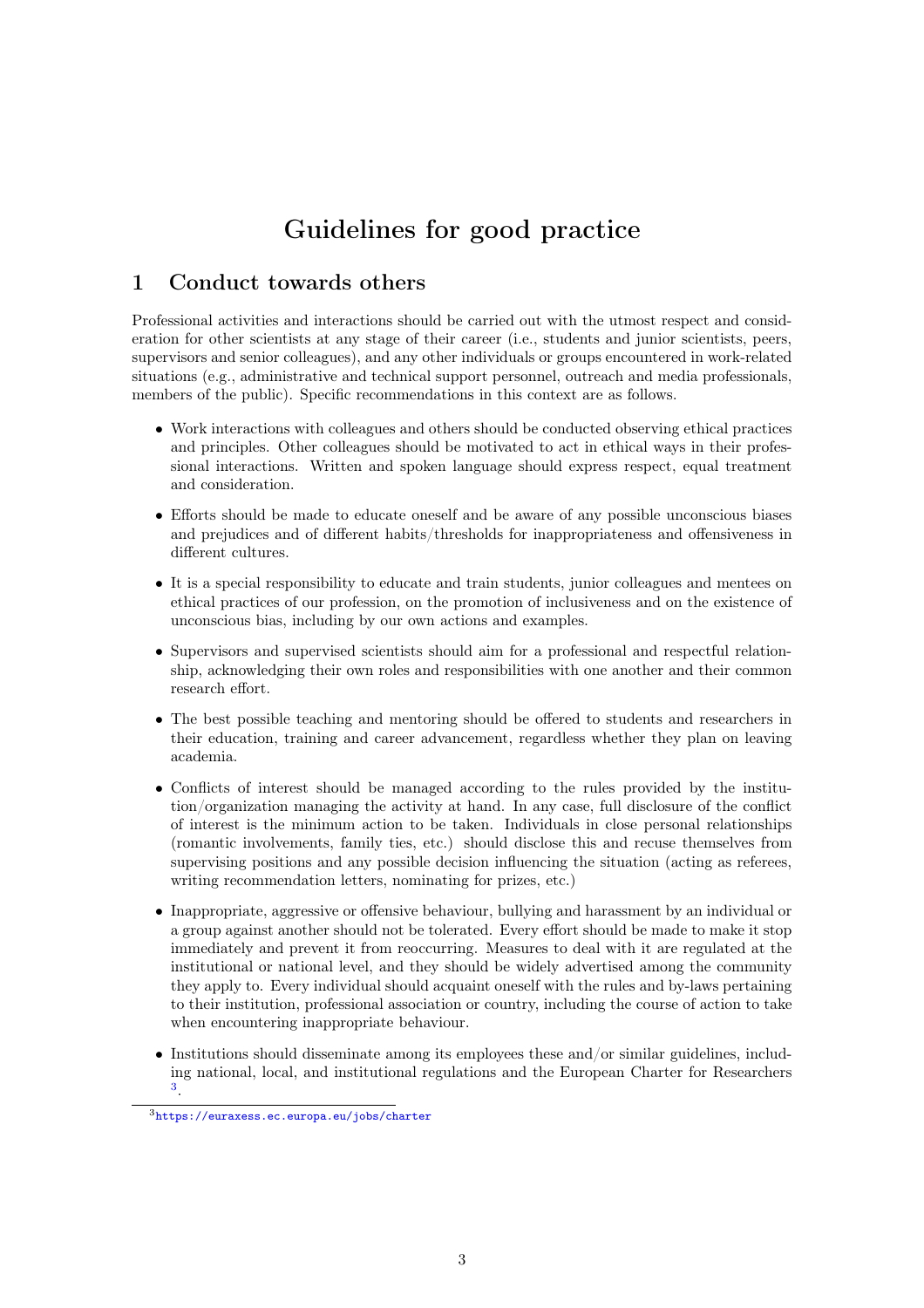# Guidelines for good practice

## 1 Conduct towards others

Professional activities and interactions should be carried out with the utmost respect and consideration for other scientists at any stage of their career (i.e., students and junior scientists, peers, supervisors and senior colleagues), and any other individuals or groups encountered in work-related situations (e.g., administrative and technical support personnel, outreach and media professionals, members of the public). Specific recommendations in this context are as follows.

- Work interactions with colleagues and others should be conducted observing ethical practices and principles. Other colleagues should be motivated to act in ethical ways in their professional interactions. Written and spoken language should express respect, equal treatment and consideration.
- Efforts should be made to educate oneself and be aware of any possible unconscious biases and prejudices and of different habits/thresholds for inappropriateness and offensiveness in different cultures.
- It is a special responsibility to educate and train students, junior colleagues and mentees on ethical practices of our profession, on the promotion of inclusiveness and on the existence of unconscious bias, including by our own actions and examples.
- Supervisors and supervised scientists should aim for a professional and respectful relationship, acknowledging their own roles and responsibilities with one another and their common research effort.
- The best possible teaching and mentoring should be offered to students and researchers in their education, training and career advancement, regardless whether they plan on leaving academia.
- Conflicts of interest should be managed according to the rules provided by the institution/organization managing the activity at hand. In any case, full disclosure of the conflict of interest is the minimum action to be taken. Individuals in close personal relationships (romantic involvements, family ties, etc.) should disclose this and recuse themselves from supervising positions and any possible decision influencing the situation (acting as referees, writing recommendation letters, nominating for prizes, etc.)
- Inappropriate, aggressive or offensive behaviour, bullying and harassment by an individual or a group against another should not be tolerated. Every effort should be made to make it stop immediately and prevent it from reoccurring. Measures to deal with it are regulated at the institutional or national level, and they should be widely advertised among the community they apply to. Every individual should acquaint oneself with the rules and by-laws pertaining to their institution, professional association or country, including the course of action to take when encountering inappropriate behaviour.
- Institutions should disseminate among its employees these and/or similar guidelines, including national, local, and institutional regulations and the European Charter for Researchers [3].

[3] https://euraxess.ec.europa.eu/jobs/charter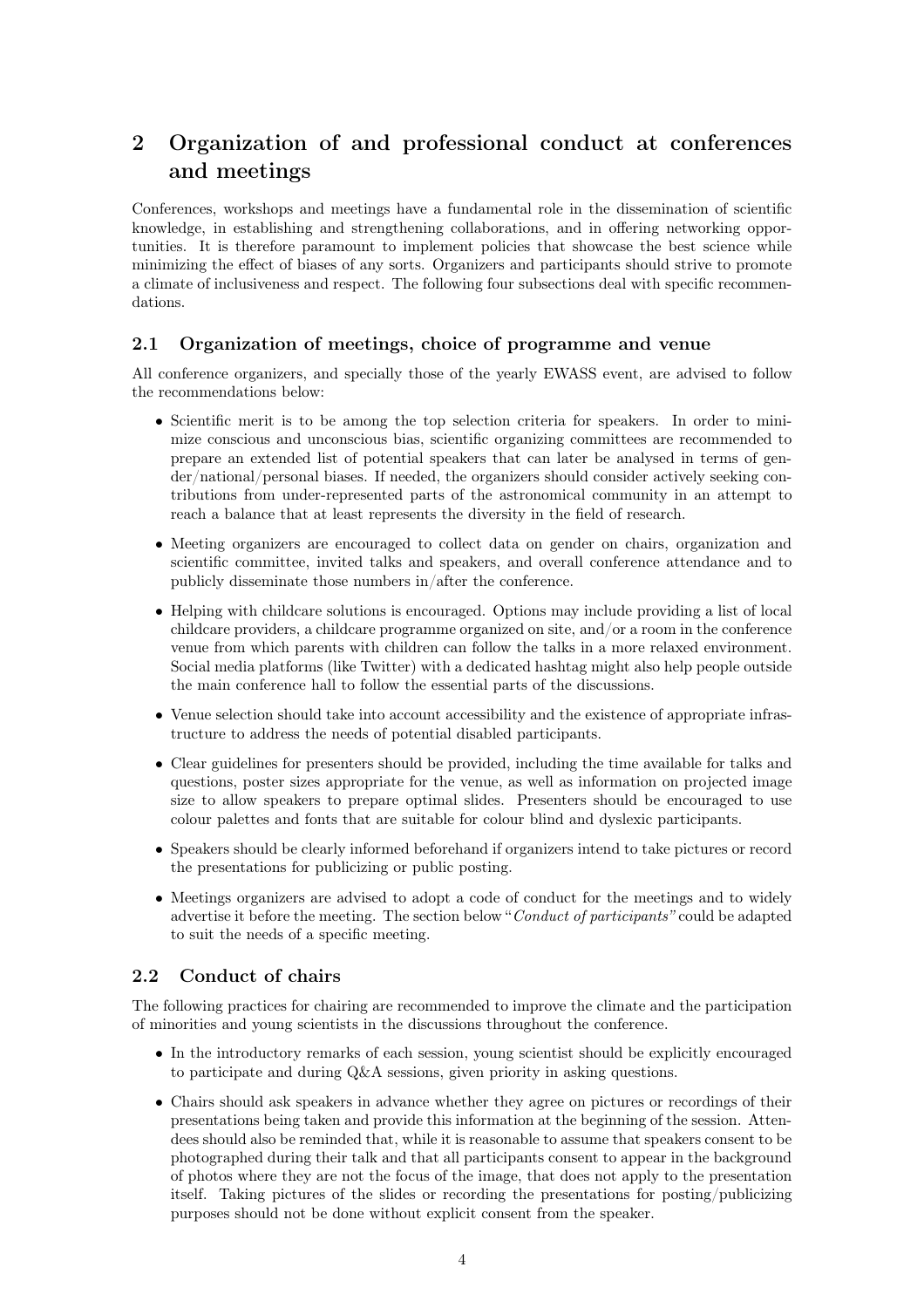## 2 Organization of and professional conduct at conferences and meetings

Conferences, workshops and meetings have a fundamental role in the dissemination of scientific knowledge, in establishing and strengthening collaborations, and in offering networking opportunities. It is therefore paramount to implement policies that showcase the best science while minimizing the effect of biases of any sorts. Organizers and participants should strive to promote a climate of inclusiveness and respect. The following four subsections deal with specific recommendations.

### 2.1 Organization of meetings, choice of programme and venue

All conference organizers, and specially those of the yearly EWASS event, are advised to follow the recommendations below:

- Scientific merit is to be among the top selection criteria for speakers. In order to minimize conscious and unconscious bias, scientific organizing committees are recommended to prepare an extended list of potential speakers that can later be analysed in terms of gender/national/personal biases. If needed, the organizers should consider actively seeking contributions from under-represented parts of the astronomical community in an attempt to reach a balance that at least represents the diversity in the field of research.
- Meeting organizers are encouraged to collect data on gender on chairs, organization and scientific committee, invited talks and speakers, and overall conference attendance and to publicly disseminate those numbers in/after the conference.
- Helping with childcare solutions is encouraged. Options may include providing a list of local childcare providers, a childcare programme organized on site, and/or a room in the conference venue from which parents with children can follow the talks in a more relaxed environment. Social media platforms (like Twitter) with a dedicated hashtag might also help people outside the main conference hall to follow the essential parts of the discussions.
- Venue selection should take into account accessibility and the existence of appropriate infrastructure to address the needs of potential disabled participants.
- Clear guidelines for presenters should be provided, including the time available for talks and questions, poster sizes appropriate for the venue, as well as information on projected image size to allow speakers to prepare optimal slides. Presenters should be encouraged to use colour palettes and fonts that are suitable for colour blind and dyslexic participants.
- Speakers should be clearly informed beforehand if organizers intend to take pictures or record the presentations for publicizing or public posting.
- Meetings organizers are advised to adopt a code of conduct for the meetings and to widely advertise it before the meeting. The section below "*Conduct of participants*" could be adapted to suit the needs of a specific meeting.

### 2.2 Conduct of chairs

The following practices for chairing are recommended to improve the climate and the participation of minorities and young scientists in the discussions throughout the conference.

- In the introductory remarks of each session, young scientist should be explicitly encouraged to participate and during Q&A sessions, given priority in asking questions.
- Chairs should ask speakers in advance whether they agree on pictures or recordings of their presentations being taken and provide this information at the beginning of the session. Attendees should also be reminded that, while it is reasonable to assume that speakers consent to be photographed during their talk and that all participants consent to appear in the background of photos where they are not the focus of the image, that does not apply to the presentation itself. Taking pictures of the slides or recording the presentations for posting/publicizing purposes should not be done without explicit consent from the speaker.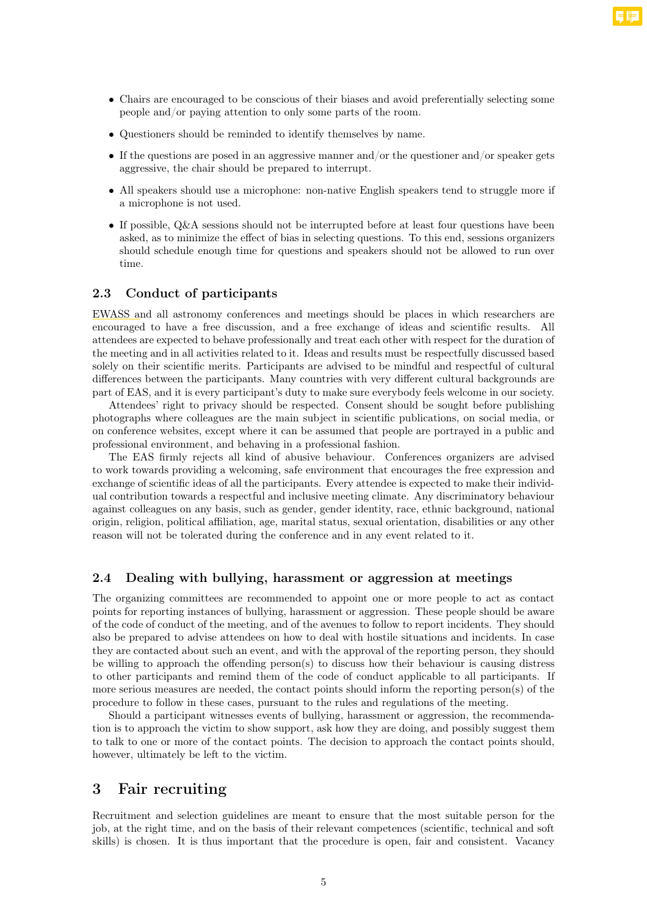- Chairs are encouraged to be conscious of their biases and avoid preferentially selecting some people and/or paying attention to only some parts of the room.
- Questioners should be reminded to identify themselves by name.
- If the questions are posed in an aggressive manner and/or the questioner and/or speaker gets aggressive, the chair should be prepared to interrupt.
- All speakers should use a microphone: non-native English speakers tend to struggle more if a microphone is not used.
- If possible, Q&A sessions should not be interrupted before at least four questions have been asked, as to minimize the effect of bias in selecting questions. To this end, sessions organizers should schedule enough time for questions and speakers should not be allowed to run over time.

### 2.3 Conduct of participants

EWASS and all astronomy conferences and meetings should be places in which researchers are encouraged to have a free discussion, and a free exchange of ideas and scientific results. All attendees are expected to behave professionally and treat each other with respect for the duration of the meeting and in all activities related to it. Ideas and results must be respectfully discussed based solely on their scientific merits. Participants are advised to be mindful and respectful of cultural differences between the participants. Many countries with very different cultural backgrounds are part of EAS, and it is every participant's duty to make sure everybody feels welcome in our society.

Attendees' right to privacy should be respected. Consent should be sought before publishing photographs where colleagues are the main subject in scientific publications, on social media, or on conference websites, except where it can be assumed that people are portrayed in a public and professional environment, and behaving in a professional fashion.

The EAS firmly rejects all kind of abusive behaviour. Conferences organizers are advised to work towards providing a welcoming, safe environment that encourages the free expression and exchange of scientific ideas of all the participants. Every attendee is expected to make their individual contribution towards a respectful and inclusive meeting climate. Any discriminatory behaviour against colleagues on any basis, such as gender, gender identity, race, ethnic background, national origin, religion, political affiliation, age, marital status, sexual orientation, disabilities or any other reason will not be tolerated during the conference and in any event related to it.

### 2.4 Dealing with bullying, harassment or aggression at meetings

The organizing committees are recommended to appoint one or more people to act as contact points for reporting instances of bullying, harassment or aggression. These people should be aware of the code of conduct of the meeting, and of the avenues to follow to report incidents. They should also be prepared to advise attendees on how to deal with hostile situations and incidents. In case they are contacted about such an event, and with the approval of the reporting person, they should be willing to approach the offending person(s) to discuss how their behaviour is causing distress to other participants and remind them of the code of conduct applicable to all participants. If more serious measures are needed, the contact points should inform the reporting person(s) of the procedure to follow in these cases, pursuant to the rules and regulations of the meeting.

Should a participant witnesses events of bullying, harassment or aggression, the recommendation is to approach the victim to show support, ask how they are doing, and possibly suggest them to talk to one or more of the contact points. The decision to approach the contact points should, however, ultimately be left to the victim.

## 3 Fair recruiting

Recruitment and selection guidelines are meant to ensure that the most suitable person for the job, at the right time, and on the basis of their relevant competences (scientific, technical and soft skills) is chosen. It is thus important that the procedure is open, fair and consistent. Vacancy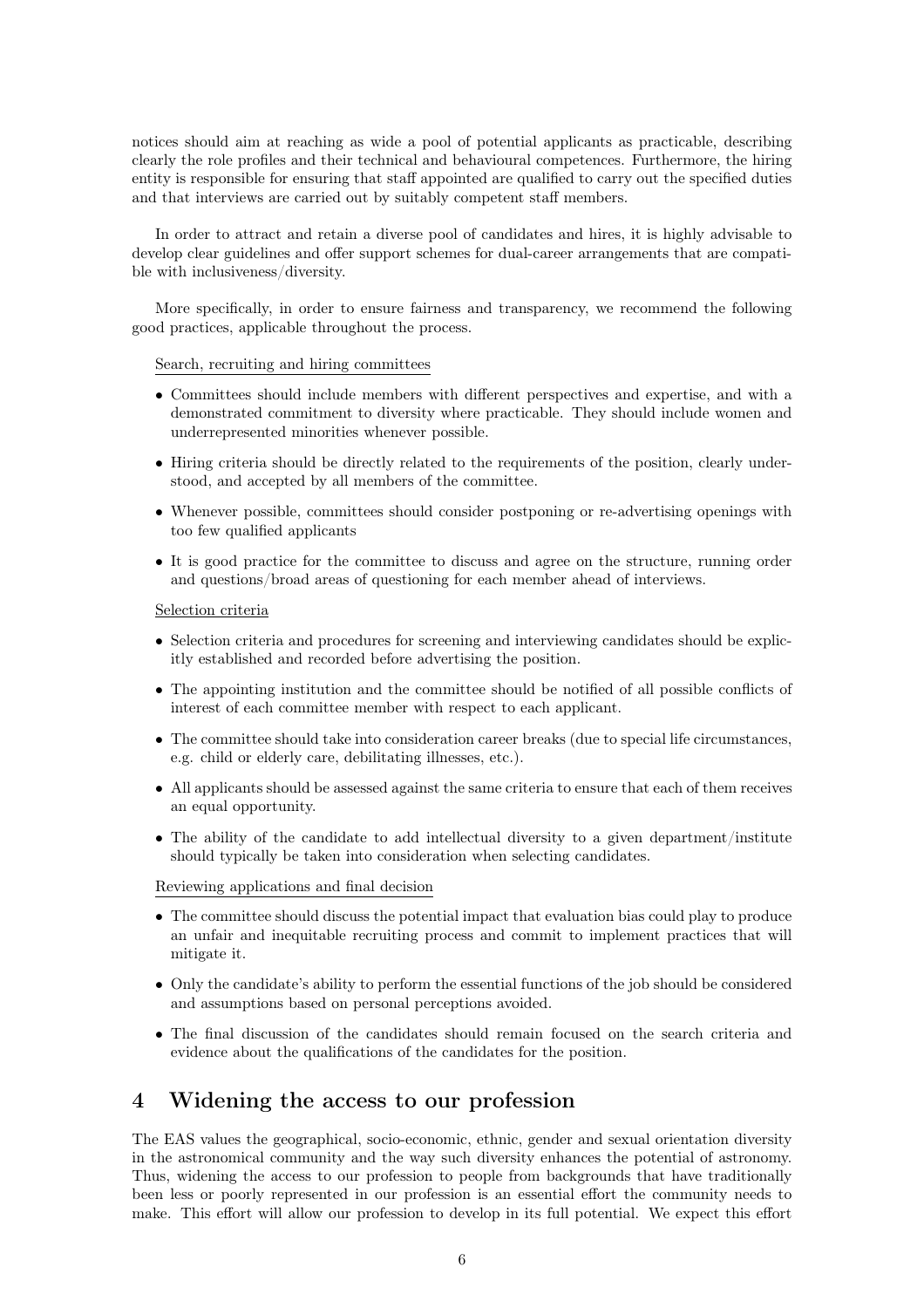notices should aim at reaching as wide a pool of potential applicants as practicable, describing clearly the role profiles and their technical and behavioural competences. Furthermore, the hiring entity is responsible for ensuring that staff appointed are qualified to carry out the specified duties and that interviews are carried out by suitably competent staff members.

In order to attract and retain a diverse pool of candidates and hires, it is highly advisable to develop clear guidelines and offer support schemes for dual-career arrangements that are compatible with inclusiveness/diversity.

More specifically, in order to ensure fairness and transparency, we recommend the following good practices, applicable throughout the process.

Search, recruiting and hiring committees

- Committees should include members with different perspectives and expertise, and with a demonstrated commitment to diversity where practicable. They should include women and underrepresented minorities whenever possible.
- Hiring criteria should be directly related to the requirements of the position, clearly understood, and accepted by all members of the committee.
- Whenever possible, committees should consider postponing or re-advertising openings with too few qualified applicants
- It is good practice for the committee to discuss and agree on the structure, running order and questions/broad areas of questioning for each member ahead of interviews.

Selection criteria

- Selection criteria and procedures for screening and interviewing candidates should be explicitly established and recorded before advertising the position.
- The appointing institution and the committee should be notified of all possible conflicts of interest of each committee member with respect to each applicant.
- The committee should take into consideration career breaks (due to special life circumstances, e.g. child or elderly care, debilitating illnesses, etc.).
- All applicants should be assessed against the same criteria to ensure that each of them receives an equal opportunity.
- The ability of the candidate to add intellectual diversity to a given department/institute should typically be taken into consideration when selecting candidates.

Reviewing applications and final decision

- The committee should discuss the potential impact that evaluation bias could play to produce an unfair and inequitable recruiting process and commit to implement practices that will mitigate it.
- Only the candidate's ability to perform the essential functions of the job should be considered and assumptions based on personal perceptions avoided.
- The final discussion of the candidates should remain focused on the search criteria and evidence about the qualifications of the candidates for the position.

## 4 Widening the access to our profession

The EAS values the geographical, socio-economic, ethnic, gender and sexual orientation diversity in the astronomical community and the way such diversity enhances the potential of astronomy. Thus, widening the access to our profession to people from backgrounds that have traditionally been less or poorly represented in our profession is an essential effort the community needs to make. This effort will allow our profession to develop in its full potential. We expect this effort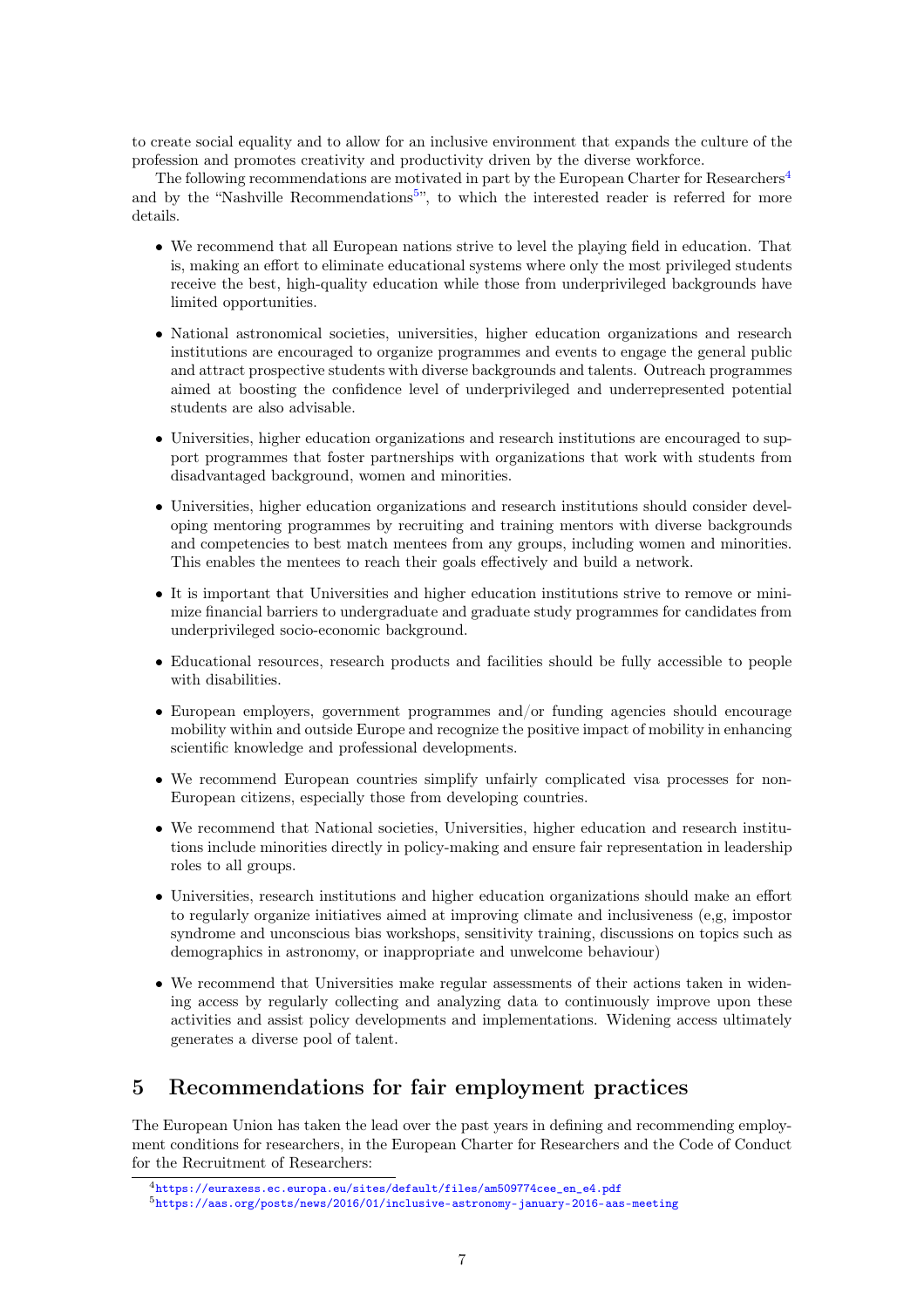to create social equality and to allow for an inclusive environment that expands the culture of the profession and promotes creativity and productivity driven by the diverse workforce.

The following recommendations are motivated in part by the European Charter for Researchers[4] and by the "Nashville Recommendations[5]", to which the interested reader is referred for more details.

- We recommend that all European nations strive to level the playing field in education. That is, making an effort to eliminate educational systems where only the most privileged students receive the best, high-quality education while those from underprivileged backgrounds have limited opportunities.
- National astronomical societies, universities, higher education organizations and research institutions are encouraged to organize programmes and events to engage the general public and attract prospective students with diverse backgrounds and talents. Outreach programmes aimed at boosting the confidence level of underprivileged and underrepresented potential students are also advisable.
- Universities, higher education organizations and research institutions are encouraged to support programmes that foster partnerships with organizations that work with students from disadvantaged background, women and minorities.
- Universities, higher education organizations and research institutions should consider developing mentoring programmes by recruiting and training mentors with diverse backgrounds and competencies to best match mentees from any groups, including women and minorities. This enables the mentees to reach their goals effectively and build a network.
- It is important that Universities and higher education institutions strive to remove or minimize financial barriers to undergraduate and graduate study programmes for candidates from underprivileged socio-economic background.
- Educational resources, research products and facilities should be fully accessible to people with disabilities.
- European employers, government programmes and/or funding agencies should encourage mobility within and outside Europe and recognize the positive impact of mobility in enhancing scientific knowledge and professional developments.
- We recommend European countries simplify unfairly complicated visa processes for non-European citizens, especially those from developing countries.
- We recommend that National societies, Universities, higher education and research institutions include minorities directly in policy-making and ensure fair representation in leadership roles to all groups.
- Universities, research institutions and higher education organizations should make an effort to regularly organize initiatives aimed at improving climate and inclusiveness (e,g, impostor syndrome and unconscious bias workshops, sensitivity training, discussions on topics such as demographics in astronomy, or inappropriate and unwelcome behaviour)
- We recommend that Universities make regular assessments of their actions taken in widening access by regularly collecting and analyzing data to continuously improve upon these activities and assist policy developments and implementations. Widening access ultimately generates a diverse pool of talent.

## 5 Recommendations for fair employment practices

The European Union has taken the lead over the past years in defining and recommending employment conditions for researchers, in the European Charter for Researchers and the Code of Conduct for the Recruitment of Researchers:

[4] https://euraxess.ec.europa.eu/sites/default/files/am509774cee_en_e4.pdf

[5] https://aas.org/posts/news/2016/01/inclusive-astronomy-january-2016-aas-meeting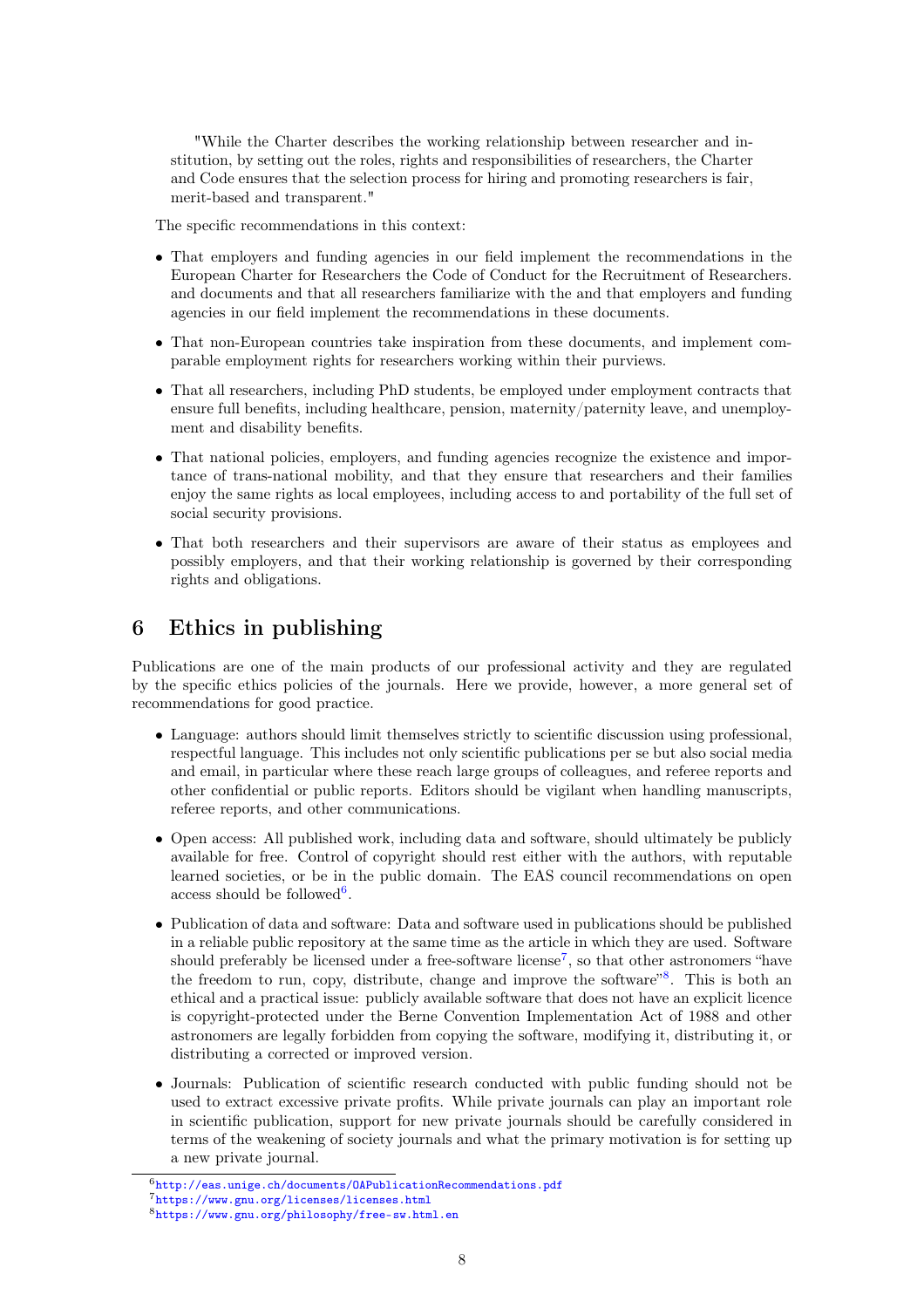"While the Charter describes the working relationship between researcher and institution, by setting out the roles, rights and responsibilities of researchers, the Charter and Code ensures that the selection process for hiring and promoting researchers is fair, merit-based and transparent."

The specific recommendations in this context:

- That employers and funding agencies in our field implement the recommendations in the European Charter for Researchers the Code of Conduct for the Recruitment of Researchers. and documents and that all researchers familiarize with the and that employers and funding agencies in our field implement the recommendations in these documents.
- That non-European countries take inspiration from these documents, and implement comparable employment rights for researchers working within their purviews.
- That all researchers, including PhD students, be employed under employment contracts that ensure full benefits, including healthcare, pension, maternity/paternity leave, and unemployment and disability benefits.
- That national policies, employers, and funding agencies recognize the existence and importance of trans-national mobility, and that they ensure that researchers and their families enjoy the same rights as local employees, including access to and portability of the full set of social security provisions.
- That both researchers and their supervisors are aware of their status as employees and possibly employers, and that their working relationship is governed by their corresponding rights and obligations.

## 6 Ethics in publishing

Publications are one of the main products of our professional activity and they are regulated by the specific ethics policies of the journals. Here we provide, however, a more general set of recommendations for good practice.

- Language: authors should limit themselves strictly to scientific discussion using professional, respectful language. This includes not only scientific publications per se but also social media and email, in particular where these reach large groups of colleagues, and referee reports and other confidential or public reports. Editors should be vigilant when handling manuscripts, referee reports, and other communications.
- Open access: All published work, including data and software, should ultimately be publicly available for free. Control of copyright should rest either with the authors, with reputable learned societies, or be in the public domain. The EAS council recommendations on open access should be followed[6].
- Publication of data and software: Data and software used in publications should be published in a reliable public repository at the same time as the article in which they are used. Software should preferably be licensed under a free-software license[7], so that other astronomers "have the freedom to run, copy, distribute, change and improve the software"[8]. This is both an ethical and a practical issue: publicly available software that does not have an explicit licence is copyright-protected under the Berne Convention Implementation Act of 1988 and other astronomers are legally forbidden from copying the software, modifying it, distributing it, or distributing a corrected or improved version.
- Journals: Publication of scientific research conducted with public funding should not be used to extract excessive private profits. While private journals can play an important role in scientific publication, support for new private journals should be carefully considered in terms of the weakening of society journals and what the primary motivation is for setting up a new private journal.

[6] http://eas.unige.ch/documents/OAPublicationRecommendations.pdf

[7] https://www.gnu.org/licenses/licenses.html

[8] https://www.gnu.org/philosophy/free-sw.html.en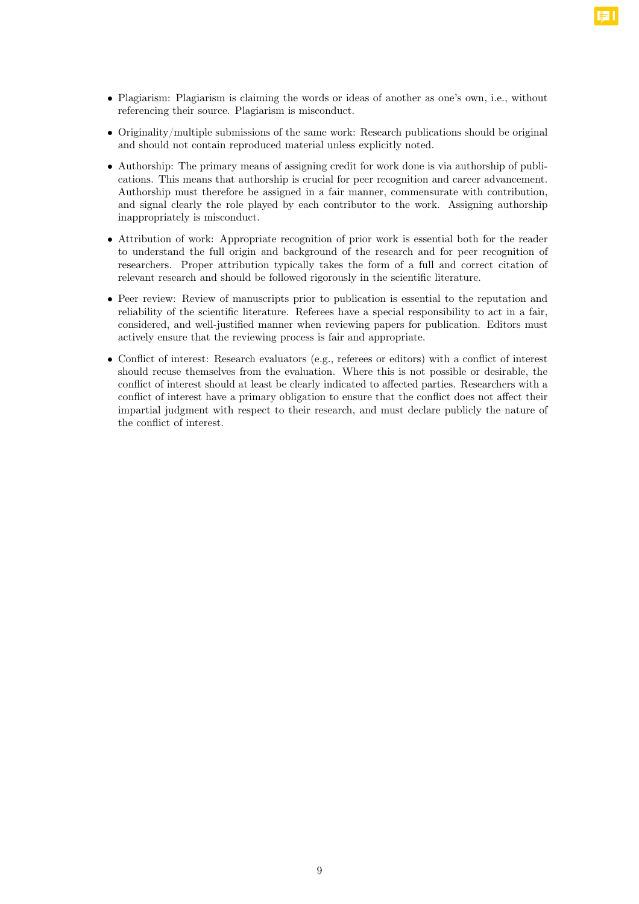- Plagiarism: Plagiarism is claiming the words or ideas of another as one's own, i.e., without referencing their source. Plagiarism is misconduct.
- Originality/multiple submissions of the same work: Research publications should be original and should not contain reproduced material unless explicitly noted.
- Authorship: The primary means of assigning credit for work done is via authorship of publications. This means that authorship is crucial for peer recognition and career advancement. Authorship must therefore be assigned in a fair manner, commensurate with contribution, and signal clearly the role played by each contributor to the work. Assigning authorship inappropriately is misconduct.
- Attribution of work: Appropriate recognition of prior work is essential both for the reader to understand the full origin and background of the research and for peer recognition of researchers. Proper attribution typically takes the form of a full and correct citation of relevant research and should be followed rigorously in the scientific literature.
- Peer review: Review of manuscripts prior to publication is essential to the reputation and reliability of the scientific literature. Referees have a special responsibility to act in a fair, considered, and well-justified manner when reviewing papers for publication. Editors must actively ensure that the reviewing process is fair and appropriate.
- Conflict of interest: Research evaluators (e.g., referees or editors) with a conflict of interest should recuse themselves from the evaluation. Where this is not possible or desirable, the conflict of interest should at least be clearly indicated to affected parties. Researchers with a conflict of interest have a primary obligation to ensure that the conflict does not affect their impartial judgment with respect to their research, and must declare publicly the nature of the conflict of interest.